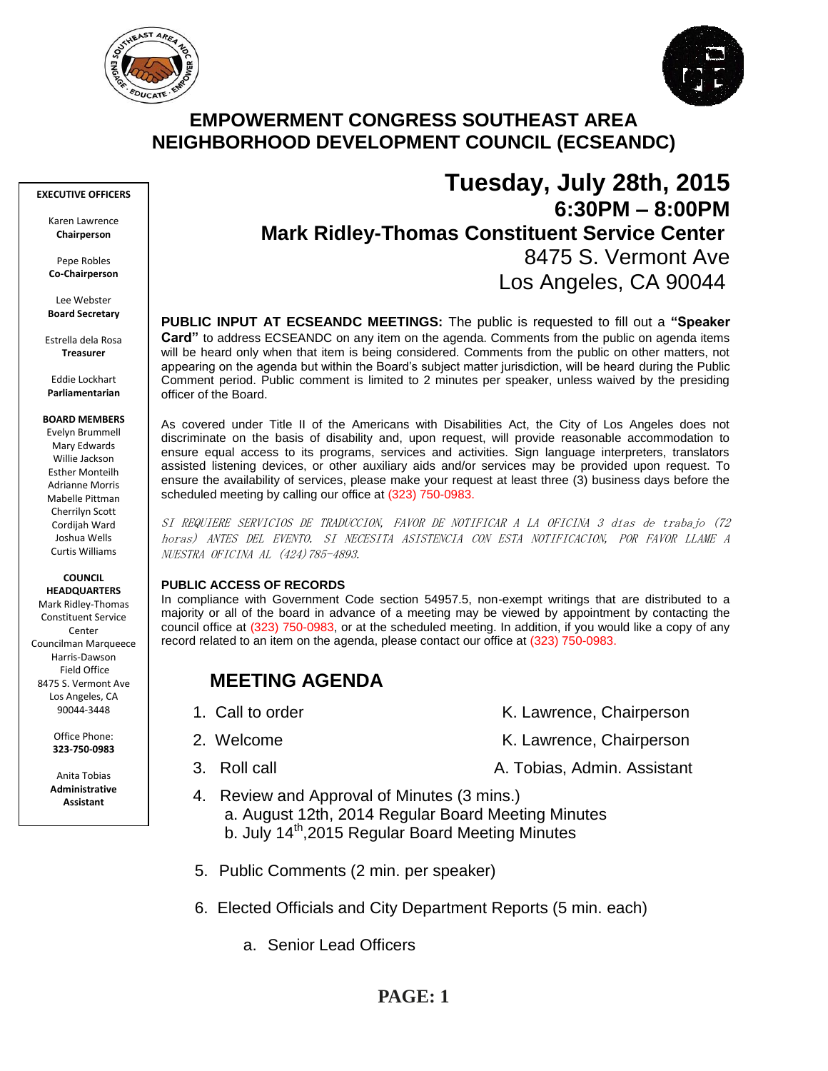# EMPOWERMENT CONGRESS SOUTHEAST AREA NEIGHBORHOOD DEVELOPMENT COUNCIL (ECSEANDC)

**EXECUTIVE OFFICERS**

Karen Lawrence
**Chairperson**

Pepe Robles
**Co-Chairperson**

Lee Webster
**Board Secretary**

Estrella dela Rosa
**Treasurer**

Eddie Lockhart
**Parliamentarian**

**BOARD MEMBERS**

Evelyn Brummell
Mary Edwards
Willie Jackson
Esther Monteilh
Adrianne Morris
Mabelle Pittman
Cherrilyn Scott
Cordijah Ward
Joshua Wells
Curtis Williams

**COUNCIL HEADQUARTERS**

Mark Ridley-Thomas Constituent Service Center
Councilman Marqueece Harris-Dawson Field Office
8475 S. Vermont Ave
Los Angeles, CA 90044-3448

Office Phone:
**323-750-0983**

Anita Tobias
**Administrative Assistant**

## Tuesday, July 28th, 2015
### 6:30PM – 8:00PM
### Mark Ridley-Thomas Constituent Service Center

8475 S. Vermont Ave
Los Angeles, CA 90044

**PUBLIC INPUT AT ECSEANDC MEETINGS:** The public is requested to fill out a **"Speaker Card"** to address ECSEANDC on any item on the agenda. Comments from the public on agenda items will be heard only when that item is being considered. Comments from the public on other matters, not appearing on the agenda but within the Board's subject matter jurisdiction, will be heard during the Public Comment period. Public comment is limited to 2 minutes per speaker, unless waived by the presiding officer of the Board.

As covered under Title II of the Americans with Disabilities Act, the City of Los Angeles does not discriminate on the basis of disability and, upon request, will provide reasonable accommodation to ensure equal access to its programs, services and activities. Sign language interpreters, translators assisted listening devices, or other auxiliary aids and/or services may be provided upon request. To ensure the availability of services, please make your request at least three (3) business days before the scheduled meeting by calling our office at (323) 750-0983.

*SI REQUIERE SERVICIOS DE TRADUCCION, FAVOR DE NOTIFICAR A LA OFICINA 3 días de trabajo (72 horas) ANTES DEL EVENTO. SI NECESITA ASISTENCIA CON ESTA NOTIFICACION, POR FAVOR LLAME A NUESTRA OFICINA AL (424)785-4893.*

**PUBLIC ACCESS OF RECORDS**

In compliance with Government Code section 54957.5, non-exempt writings that are distributed to a majority or all of the board in advance of a meeting may be viewed by appointment by contacting the council office at (323) 750-0983, or at the scheduled meeting. In addition, if you would like a copy of any record related to an item on the agenda, please contact our office at (323) 750-0983.

## MEETING AGENDA

1. Call to order — K. Lawrence, Chairperson
2. Welcome — K. Lawrence, Chairperson
3. Roll call — A. Tobias, Admin. Assistant
4. Review and Approval of Minutes (3 mins.)
   a. August 12th, 2014 Regular Board Meeting Minutes
   b. July 14th, 2015 Regular Board Meeting Minutes
5. Public Comments (2 min. per speaker)
6. Elected Officials and City Department Reports (5 min. each)
   a. Senior Lead Officers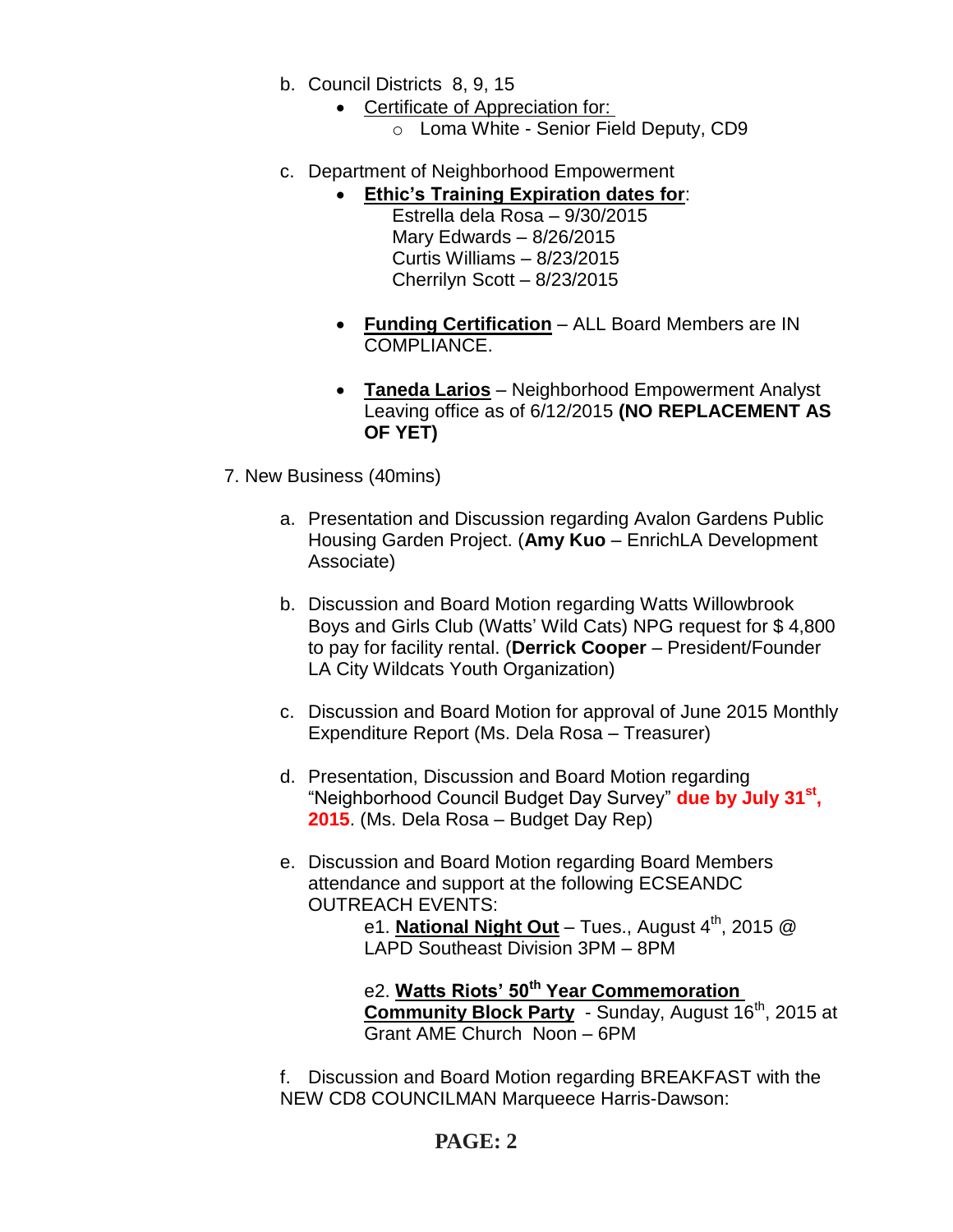b. Council Districts 8, 9, 15

- Certificate of Appreciation for:
  - Loma White - Senior Field Deputy, CD9

c. Department of Neighborhood Empowerment

- **Ethic's Training Expiration dates for**:
  Estrella dela Rosa – 9/30/2015
  Mary Edwards – 8/26/2015
  Curtis Williams – 8/23/2015
  Cherrilyn Scott – 8/23/2015

- **Funding Certification** – ALL Board Members are IN COMPLIANCE.

- **Taneda Larios** – Neighborhood Empowerment Analyst Leaving office as of 6/12/2015 **(NO REPLACEMENT AS OF YET)**

7. New Business (40mins)

a. Presentation and Discussion regarding Avalon Gardens Public Housing Garden Project. (**Amy Kuo** – EnrichLA Development Associate)

b. Discussion and Board Motion regarding Watts Willowbrook Boys and Girls Club (Watts' Wild Cats) NPG request for $ 4,800 to pay for facility rental. (**Derrick Cooper** – President/Founder LA City Wildcats Youth Organization)

c. Discussion and Board Motion for approval of June 2015 Monthly Expenditure Report (Ms. Dela Rosa – Treasurer)

d. Presentation, Discussion and Board Motion regarding "Neighborhood Council Budget Day Survey" **due by July 31st, 2015**. (Ms. Dela Rosa – Budget Day Rep)

e. Discussion and Board Motion regarding Board Members attendance and support at the following ECSEANDC OUTREACH EVENTS:

e1. **National Night Out** – Tues., August 4th, 2015 @ LAPD Southeast Division 3PM – 8PM

e2. **Watts Riots' 50th Year Commemoration Community Block Party** - Sunday, August 16th, 2015 at Grant AME Church Noon – 6PM

f. Discussion and Board Motion regarding BREAKFAST with the NEW CD8 COUNCILMAN Marqueece Harris-Dawson: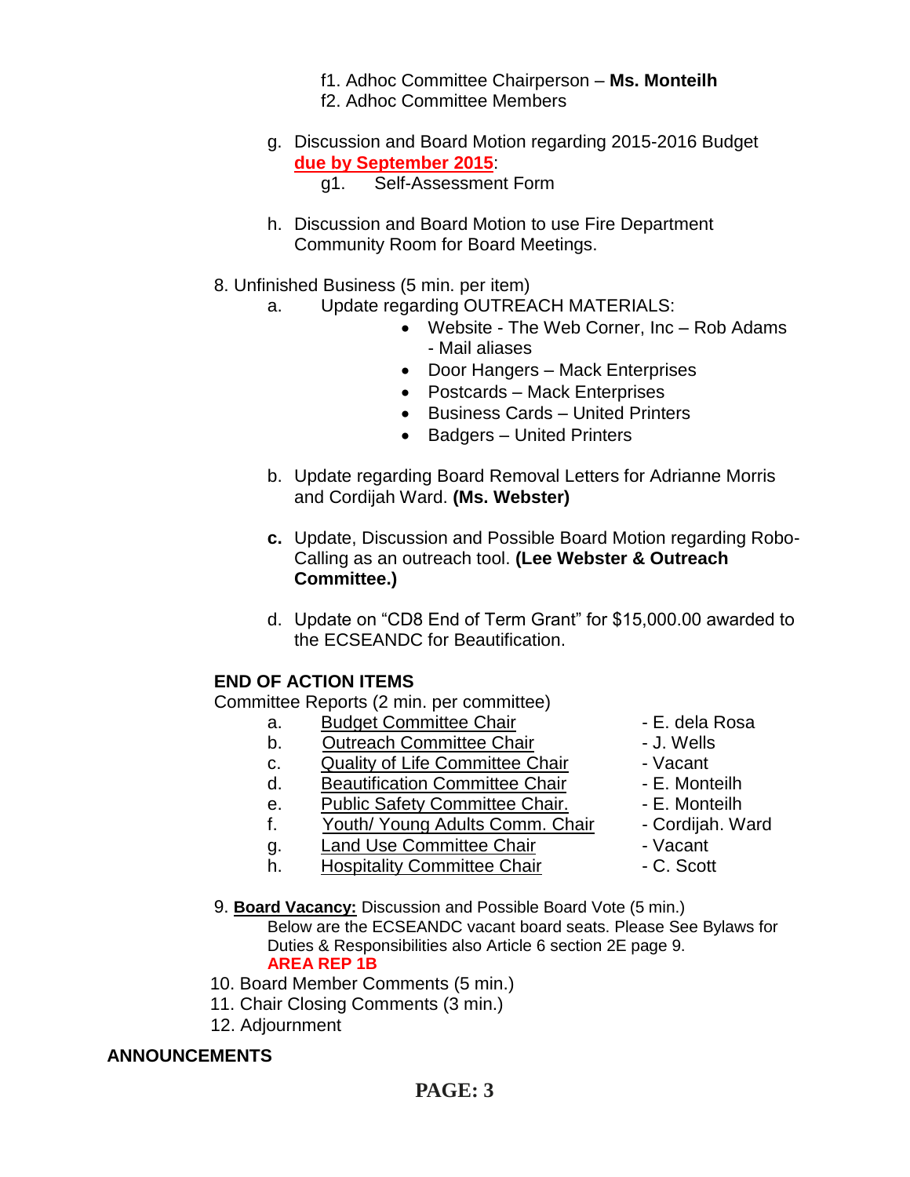f1. Adhoc Committee Chairperson – **Ms. Monteilh**
f2. Adhoc Committee Members

g. Discussion and Board Motion regarding 2015-2016 Budget **due by September 2015**:
   g1. Self-Assessment Form

h. Discussion and Board Motion to use Fire Department Community Room for Board Meetings.

8. Unfinished Business (5 min. per item)
   a. Update regarding OUTREACH MATERIALS:
      - Website - The Web Corner, Inc – Rob Adams - Mail aliases
      - Door Hangers – Mack Enterprises
      - Postcards – Mack Enterprises
      - Business Cards – United Printers
      - Badgers – United Printers

   b. Update regarding Board Removal Letters for Adrianne Morris and Cordijah Ward. **(Ms. Webster)**

   **c.** Update, Discussion and Possible Board Motion regarding Robo-Calling as an outreach tool. **(Lee Webster & Outreach Committee.)**

   d. Update on "CD8 End of Term Grant" for $15,000.00 awarded to the ECSEANDC for Beautification.

**END OF ACTION ITEMS**

Committee Reports (2 min. per committee)

a. Budget Committee Chair - E. dela Rosa
b. Outreach Committee Chair - J. Wells
c. Quality of Life Committee Chair - Vacant
d. Beautification Committee Chair - E. Monteilh
e. Public Safety Committee Chair. - E. Monteilh
f. Youth/ Young Adults Comm. Chair - Cordijah. Ward
g. Land Use Committee Chair - Vacant
h. Hospitality Committee Chair - C. Scott

9. **Board Vacancy:** Discussion and Possible Board Vote (5 min.)
   Below are the ECSEANDC vacant board seats. Please See Bylaws for Duties & Responsibilities also Article 6 section 2E page 9.
   **AREA REP 1B**
10. Board Member Comments (5 min.)
11. Chair Closing Comments (3 min.)
12. Adjournment

**ANNOUNCEMENTS**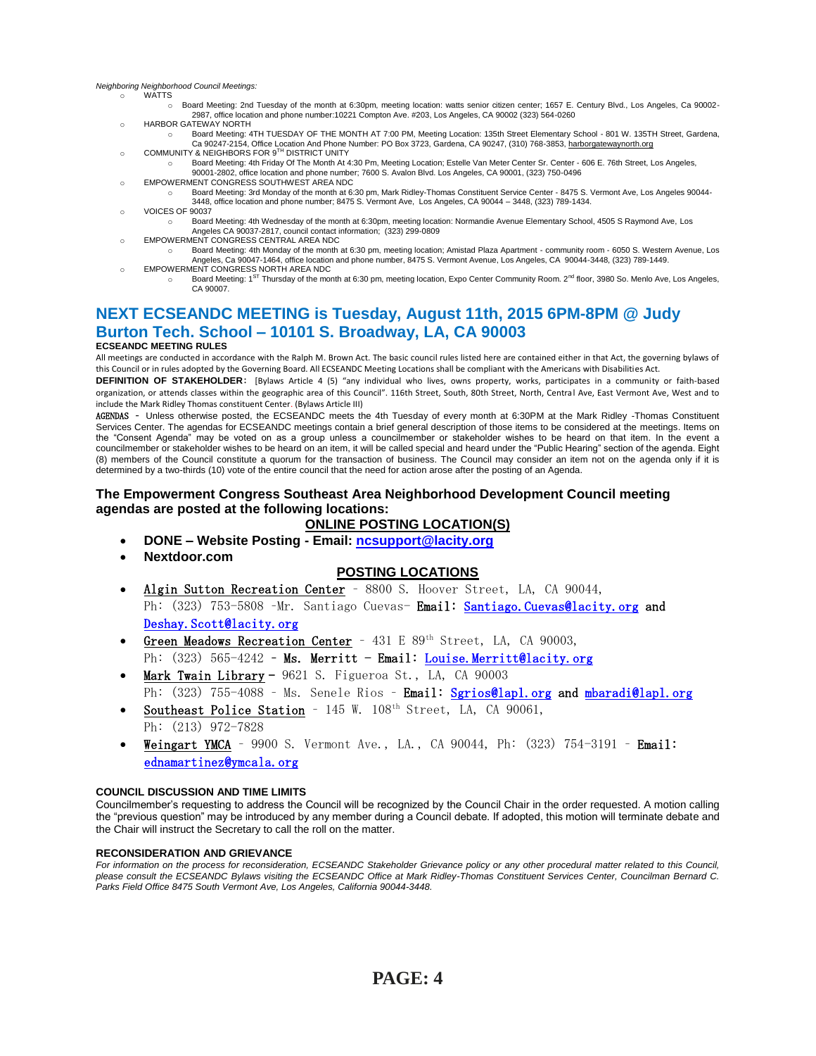*Neighboring Neighborhood Council Meetings:*

- WATTS
  - Board Meeting: 2nd Tuesday of the month at 6:30pm, meeting location: watts senior citizen center; 1657 E. Century Blvd., Los Angeles, Ca 90002-2987, office location and phone number:10221 Compton Ave. #203, Los Angeles, CA 90002 (323) 564-0260
- HARBOR GATEWAY NORTH
  - Board Meeting: 4TH TUESDAY OF THE MONTH AT 7:00 PM, Meeting Location: 135th Street Elementary School - 801 W. 135TH Street, Gardena, Ca 90247-2154, Office Location And Phone Number: PO Box 3723, Gardena, CA 90247, (310) 768-3853, harborgatewaynorth.org
- COMMUNITY & NEIGHBORS FOR 9TH DISTRICT UNITY
  - Board Meeting: 4th Friday Of The Month At 4:30 Pm, Meeting Location; Estelle Van Meter Center Sr. Center - 606 E. 76th Street, Los Angeles, 90001-2802, office location and phone number; 7600 S. Avalon Blvd. Los Angeles, CA 90001, (323) 750-0496
- EMPOWERMENT CONGRESS SOUTHWEST AREA NDC
  - Board Meeting: 3rd Monday of the month at 6:30 pm, Mark Ridley-Thomas Constituent Service Center - 8475 S. Vermont Ave, Los Angeles 90044-3448, office location and phone number; 8475 S. Vermont Ave, Los Angeles, CA 90044 – 3448, (323) 789-1434.
- VOICES OF 90037
  - Board Meeting: 4th Wednesday of the month at 6:30pm, meeting location: Normandie Avenue Elementary School, 4505 S Raymond Ave, Los Angeles CA 90037-2817, council contact information; (323) 299-0809
- EMPOWERMENT CONGRESS CENTRAL AREA NDC
  - Board Meeting: 4th Monday of the month at 6:30 pm, meeting location; Amistad Plaza Apartment - community room - 6050 S. Western Avenue, Los Angeles, Ca 90047-1464, office location and phone number, 8475 S. Vermont Avenue, Los Angeles, CA 90044-3448, (323) 789-1449.
- EMPOWERMENT CONGRESS NORTH AREA NDC
  - Board Meeting: 1ST Thursday of the month at 6:30 pm, meeting location, Expo Center Community Room. 2nd floor, 3980 So. Menlo Ave, Los Angeles, CA 90007.

## NEXT ECSEANDC MEETING is Tuesday, August 11th, 2015 6PM-8PM @ Judy Burton Tech. School – 10101 S. Broadway, LA, CA 90003

**ECSEANDC MEETING RULES**

All meetings are conducted in accordance with the Ralph M. Brown Act. The basic council rules listed here are contained either in that Act, the governing bylaws of this Council or in rules adopted by the Governing Board. All ECSEANDC Meeting Locations shall be compliant with the Americans with Disabilities Act.

**DEFINITION OF STAKEHOLDER:** [Bylaws Article 4 (5) "any individual who lives, owns property, works, participates in a community or faith-based organization, or attends classes within the geographic area of this Council". 116th Street, South, 80th Street, North, Central Ave, East Vermont Ave, West and to include the Mark Ridley Thomas constituent Center. (Bylaws Article III)

**AGENDAS** - Unless otherwise posted, the ECSEANDC meets the 4th Tuesday of every month at 6:30PM at the Mark Ridley -Thomas Constituent Services Center. The agendas for ECSEANDC meetings contain a brief general description of those items to be considered at the meetings. Items on the "Consent Agenda" may be voted on as a group unless a councilmember or stakeholder wishes to be heard on that item. In the event a councilmember or stakeholder wishes to be heard on an item, it will be called special and heard under the "Public Hearing" section of the agenda. Eight (8) members of the Council constitute a quorum for the transaction of business. The Council may consider an item not on the agenda only if it is determined by a two-thirds (10) vote of the entire council that the need for action arose after the posting of an Agenda.

### The Empowerment Congress Southeast Area Neighborhood Development Council meeting agendas are posted at the following locations:

**ONLINE POSTING LOCATION(S)**

- **DONE – Website Posting - Email: ncsupport@lacity.org**
- **Nextdoor.com**

**POSTING LOCATIONS**

- Algin Sutton Recreation Center - 8800 S. Hoover Street, LA, CA 90044, Ph: (323) 753-5808 -Mr. Santiago Cuevas- **Email:** Santiago.Cuevas@lacity.org and Deshay.Scott@lacity.org
- Green Meadows Recreation Center - 431 E 89th Street, LA, CA 90003, Ph: (323) 565-4242 - **Ms. Merritt - Email:** Louise.Merritt@lacity.org
- Mark Twain Library - 9621 S. Figueroa St., LA, CA 90003 Ph: (323) 755-4088 - Ms. Senele Rios - **Email:** Sgrios@lapl.org and mbaradi@lapl.org
- Southeast Police Station - 145 W. 108th Street, LA, CA 90061, Ph: (213) 972-7828
- Weingart YMCA - 9900 S. Vermont Ave., LA., CA 90044, Ph: (323) 754-3191 - **Email:** ednamartinez@ymcala.org

**COUNCIL DISCUSSION AND TIME LIMITS**

Councilmember's requesting to address the Council will be recognized by the Council Chair in the order requested. A motion calling the "previous question" may be introduced by any member during a Council debate. If adopted, this motion will terminate debate and the Chair will instruct the Secretary to call the roll on the matter.

**RECONSIDERATION AND GRIEVANCE**

*For information on the process for reconsideration, ECSEANDC Stakeholder Grievance policy or any other procedural matter related to this Council, please consult the ECSEANDC Bylaws visiting the ECSEANDC Office at Mark Ridley-Thomas Constituent Services Center, Councilman Bernard C. Parks Field Office 8475 South Vermont Ave, Los Angeles, California 90044-3448.*